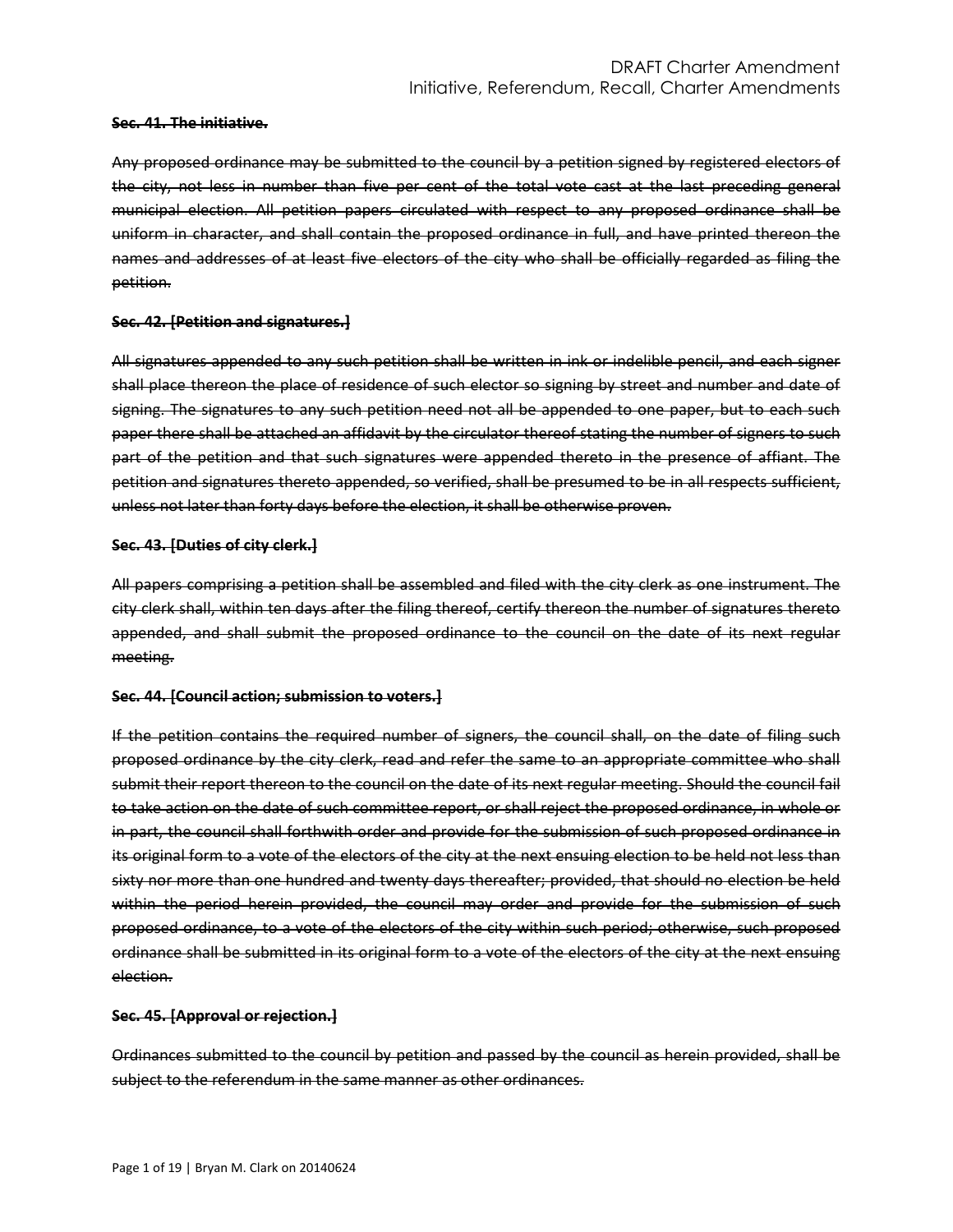~~**Sec. 41. The initiative.**~~

~~Any proposed ordinance may be submitted to the council by a petition signed by registered electors of the city, not less in number than five per cent of the total vote cast at the last preceding general municipal election. All petition papers circulated with respect to any proposed ordinance shall be uniform in character, and shall contain the proposed ordinance in full, and have printed thereon the names and addresses of at least five electors of the city who shall be officially regarded as filing the petition.~~

~~**Sec. 42. [Petition and signatures.]**~~

~~All signatures appended to any such petition shall be written in ink or indelible pencil, and each signer shall place thereon the place of residence of such elector so signing by street and number and date of signing. The signatures to any such petition need not all be appended to one paper, but to each such paper there shall be attached an affidavit by the circulator thereof stating the number of signers to such part of the petition and that such signatures were appended thereto in the presence of affiant. The petition and signatures thereto appended, so verified, shall be presumed to be in all respects sufficient, unless not later than forty days before the election, it shall be otherwise proven.~~

~~**Sec. 43. [Duties of city clerk.]**~~

~~All papers comprising a petition shall be assembled and filed with the city clerk as one instrument. The city clerk shall, within ten days after the filing thereof, certify thereon the number of signatures thereto appended, and shall submit the proposed ordinance to the council on the date of its next regular meeting.~~

~~**Sec. 44. [Council action; submission to voters.]**~~

~~If the petition contains the required number of signers, the council shall, on the date of filing such proposed ordinance by the city clerk, read and refer the same to an appropriate committee who shall submit their report thereon to the council on the date of its next regular meeting. Should the council fail to take action on the date of such committee report, or shall reject the proposed ordinance, in whole or in part, the council shall forthwith order and provide for the submission of such proposed ordinance in its original form to a vote of the electors of the city at the next ensuing election to be held not less than sixty nor more than one hundred and twenty days thereafter; provided, that should no election be held within the period herein provided, the council may order and provide for the submission of such proposed ordinance, to a vote of the electors of the city within such period; otherwise, such proposed ordinance shall be submitted in its original form to a vote of the electors of the city at the next ensuing election.~~

~~**Sec. 45. [Approval or rejection.]**~~

~~Ordinances submitted to the council by petition and passed by the council as herein provided, shall be subject to the referendum in the same manner as other ordinances.~~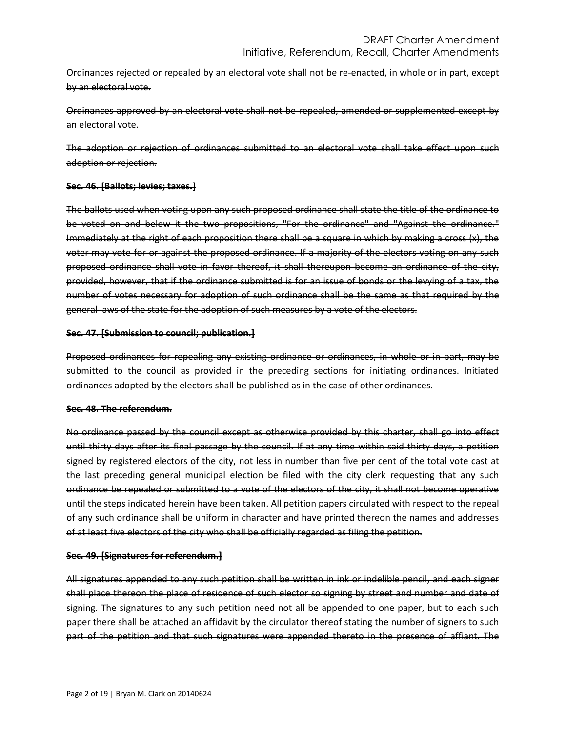~~Ordinances rejected or repealed by an electoral vote shall not be re-enacted, in whole or in part, except by an electoral vote.~~

~~Ordinances approved by an electoral vote shall not be repealed, amended or supplemented except by an electoral vote.~~

~~The adoption or rejection of ordinances submitted to an electoral vote shall take effect upon such adoption or rejection.~~

**~~Sec. 46. [Ballots; levies; taxes.]~~**

~~The ballots used when voting upon any such proposed ordinance shall state the title of the ordinance to be voted on and below it the two propositions, "For the ordinance" and "Against the ordinance." Immediately at the right of each proposition there shall be a square in which by making a cross (x), the voter may vote for or against the proposed ordinance. If a majority of the electors voting on any such proposed ordinance shall vote in favor thereof, it shall thereupon become an ordinance of the city, provided, however, that if the ordinance submitted is for an issue of bonds or the levying of a tax, the number of votes necessary for adoption of such ordinance shall be the same as that required by the general laws of the state for the adoption of such measures by a vote of the electors.~~

**~~Sec. 47. [Submission to council; publication.]~~**

~~Proposed ordinances for repealing any existing ordinance or ordinances, in whole or in part, may be submitted to the council as provided in the preceding sections for initiating ordinances. Initiated ordinances adopted by the electors shall be published as in the case of other ordinances.~~

**~~Sec. 48. The referendum.~~**

~~No ordinance passed by the council except as otherwise provided by this charter, shall go into effect until thirty days after its final passage by the council. If at any time within said thirty days, a petition signed by registered electors of the city, not less in number than five per cent of the total vote cast at the last preceding general municipal election be filed with the city clerk requesting that any such ordinance be repealed or submitted to a vote of the electors of the city, it shall not become operative until the steps indicated herein have been taken. All petition papers circulated with respect to the repeal of any such ordinance shall be uniform in character and have printed thereon the names and addresses of at least five electors of the city who shall be officially regarded as filing the petition.~~

**~~Sec. 49. [Signatures for referendum.]~~**

~~All signatures appended to any such petition shall be written in ink or indelible pencil, and each signer shall place thereon the place of residence of such elector so signing by street and number and date of signing. The signatures to any such petition need not all be appended to one paper, but to each such paper there shall be attached an affidavit by the circulator thereof stating the number of signers to such part of the petition and that such signatures were appended thereto in the presence of affiant. The~~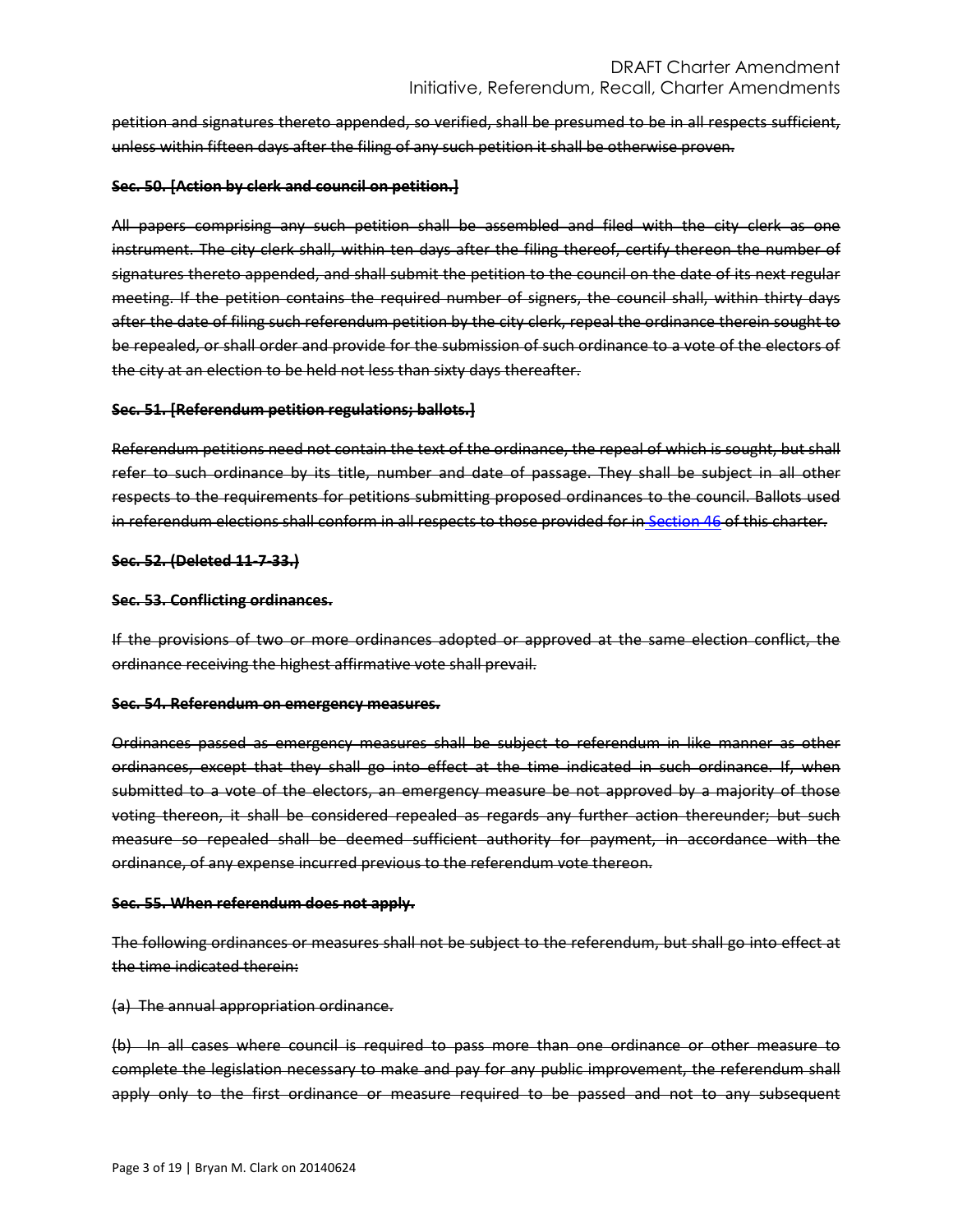~~petition and signatures thereto appended, so verified, shall be presumed to be in all respects sufficient, unless within fifteen days after the filing of any such petition it shall be otherwise proven.~~

**~~Sec. 50. [Action by clerk and council on petition.]~~**

~~All papers comprising any such petition shall be assembled and filed with the city clerk as one instrument. The city clerk shall, within ten days after the filing thereof, certify thereon the number of signatures thereto appended, and shall submit the petition to the council on the date of its next regular meeting. If the petition contains the required number of signers, the council shall, within thirty days after the date of filing such referendum petition by the city clerk, repeal the ordinance therein sought to be repealed, or shall order and provide for the submission of such ordinance to a vote of the electors of the city at an election to be held not less than sixty days thereafter.~~

**~~Sec. 51. [Referendum petition regulations; ballots.]~~**

~~Referendum petitions need not contain the text of the ordinance, the repeal of which is sought, but shall refer to such ordinance by its title, number and date of passage. They shall be subject in all other respects to the requirements for petitions submitting proposed ordinances to the council. Ballots used in referendum elections shall conform in all respects to those provided for in Section 46 of this charter.~~

**~~Sec. 52. (Deleted 11-7-33.)~~**

**~~Sec. 53. Conflicting ordinances.~~**

~~If the provisions of two or more ordinances adopted or approved at the same election conflict, the ordinance receiving the highest affirmative vote shall prevail.~~

**~~Sec. 54. Referendum on emergency measures.~~**

~~Ordinances passed as emergency measures shall be subject to referendum in like manner as other ordinances, except that they shall go into effect at the time indicated in such ordinance. If, when submitted to a vote of the electors, an emergency measure be not approved by a majority of those voting thereon, it shall be considered repealed as regards any further action thereunder; but such measure so repealed shall be deemed sufficient authority for payment, in accordance with the ordinance, of any expense incurred previous to the referendum vote thereon.~~

**~~Sec. 55. When referendum does not apply.~~**

~~The following ordinances or measures shall not be subject to the referendum, but shall go into effect at the time indicated therein:~~

~~(a) The annual appropriation ordinance.~~

~~(b) In all cases where council is required to pass more than one ordinance or other measure to complete the legislation necessary to make and pay for any public improvement, the referendum shall apply only to the first ordinance or measure required to be passed and not to any subsequent~~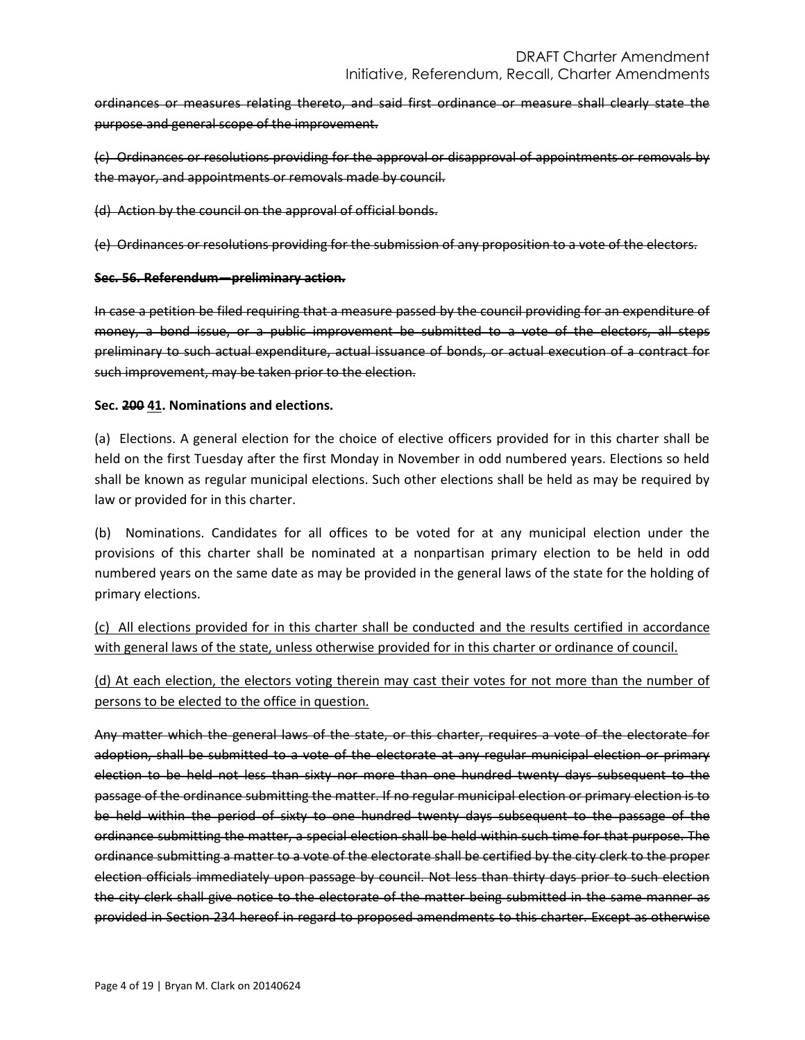~~ordinances or measures relating thereto, and said first ordinance or measure shall clearly state the purpose and general scope of the improvement.~~

~~(c) Ordinances or resolutions providing for the approval or disapproval of appointments or removals by the mayor, and appointments or removals made by council.~~

~~(d) Action by the council on the approval of official bonds.~~

~~(e) Ordinances or resolutions providing for the submission of any proposition to a vote of the electors.~~

**~~Sec. 56. Referendum—preliminary action.~~**

~~In case a petition be filed requiring that a measure passed by the council providing for an expenditure of money, a bond issue, or a public improvement be submitted to a vote of the electors, all steps preliminary to such actual expenditure, actual issuance of bonds, or actual execution of a contract for such improvement, may be taken prior to the election.~~

**Sec. ~~200~~ <u>41</u>. Nominations and elections.**

(a) Elections. A general election for the choice of elective officers provided for in this charter shall be held on the first Tuesday after the first Monday in November in odd numbered years. Elections so held shall be known as regular municipal elections. Such other elections shall be held as may be required by law or provided for in this charter.

(b) Nominations. Candidates for all offices to be voted for at any municipal election under the provisions of this charter shall be nominated at a nonpartisan primary election to be held in odd numbered years on the same date as may be provided in the general laws of the state for the holding of primary elections.

<u>(c) All elections provided for in this charter shall be conducted and the results certified in accordance with general laws of the state, unless otherwise provided for in this charter or ordinance of council.</u>

<u>(d) At each election, the electors voting therein may cast their votes for not more than the number of persons to be elected to the office in question.</u>

~~Any matter which the general laws of the state, or this charter, requires a vote of the electorate for adoption, shall be submitted to a vote of the electorate at any regular municipal election or primary election to be held not less than sixty nor more than one hundred twenty days subsequent to the passage of the ordinance submitting the matter. If no regular municipal election or primary election is to be held within the period of sixty to one hundred twenty days subsequent to the passage of the ordinance submitting the matter, a special election shall be held within such time for that purpose. The ordinance submitting a matter to a vote of the electorate shall be certified by the city clerk to the proper election officials immediately upon passage by council. Not less than thirty days prior to such election the city clerk shall give notice to the electorate of the matter being submitted in the same manner as provided in Section 234 hereof in regard to proposed amendments to this charter. Except as otherwise~~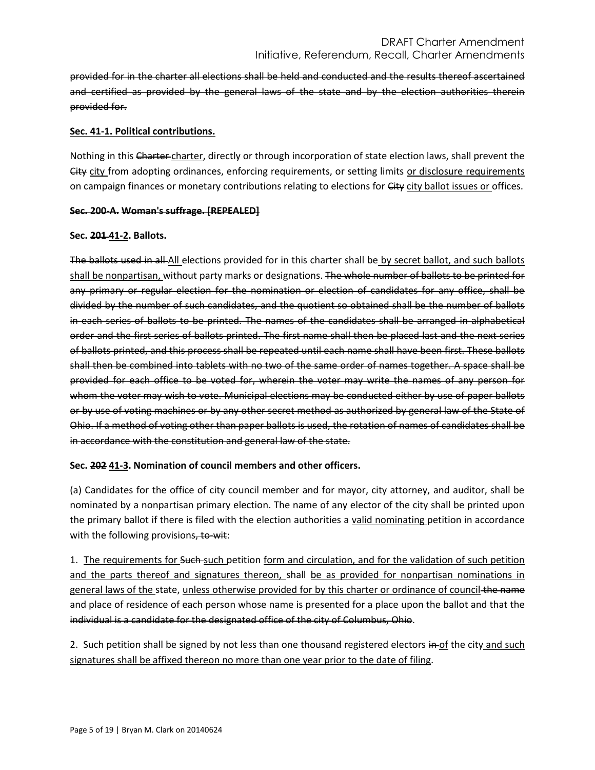~~provided for in the charter all elections shall be held and conducted and the results thereof ascertained and certified as provided by the general laws of the state and by the election authorities therein provided for.~~

**<u>Sec. 41-1. Political contributions.</u>**

Nothing in this ~~Charter~~ <u>charter</u>, directly or through incorporation of state election laws, shall prevent the ~~City~~ <u>city</u> from adopting ordinances, enforcing requirements, or setting limits <u>or disclosure requirements</u> on campaign finances or monetary contributions relating to elections for ~~City~~ <u>city ballot issues or</u> offices.

**~~Sec. 200-A. Woman's suffrage. [REPEALED]~~**

**Sec. ~~201~~ <u>41-2</u>. Ballots.**

~~The ballots used in all~~ <u>All</u> elections provided for in this charter shall be <u>by secret ballot, and such ballots shall be nonpartisan,</u> without party marks or designations. ~~The whole number of ballots to be printed for any primary or regular election for the nomination or election of candidates for any office, shall be divided by the number of such candidates, and the quotient so obtained shall be the number of ballots in each series of ballots to be printed. The names of the candidates shall be arranged in alphabetical order and the first series of ballots printed. The first name shall then be placed last and the next series of ballots printed, and this process shall be repeated until each name shall have been first. These ballots shall then be combined into tablets with no two of the same order of names together. A space shall be provided for each office to be voted for, wherein the voter may write the names of any person for whom the voter may wish to vote. Municipal elections may be conducted either by use of paper ballots or by use of voting machines or by any other secret method as authorized by general law of the State of Ohio. If a method of voting other than paper ballots is used, the rotation of names of candidates shall be in accordance with the constitution and general law of the state.~~

**Sec. ~~202~~ <u>41-3</u>. Nomination of council members and other officers.**

(a) Candidates for the office of city council member and for mayor, city attorney, and auditor, shall be nominated by a nonpartisan primary election. The name of any elector of the city shall be printed upon the primary ballot if there is filed with the election authorities a <u>valid nominating</u> petition in accordance with the following provisions~~, to-wit~~:

1. <u>The requirements for</u> ~~Such~~ <u>such</u> petition <u>form and circulation, and for the validation of such petition and the parts thereof and signatures thereon,</u> shall <u>be as provided for nonpartisan nominations in general laws of the</u> state, <u>unless otherwise provided for by this charter or ordinance of council</u> ~~the name and place of residence of each person whose name is presented for a place upon the ballot and that the individual is a candidate for the designated office of the city of Columbus, Ohio~~.

2. Such petition shall be signed by not less than one thousand registered electors ~~in~~ <u>of</u> the city <u>and such signatures shall be affixed thereon no more than one year prior to the date of filing</u>.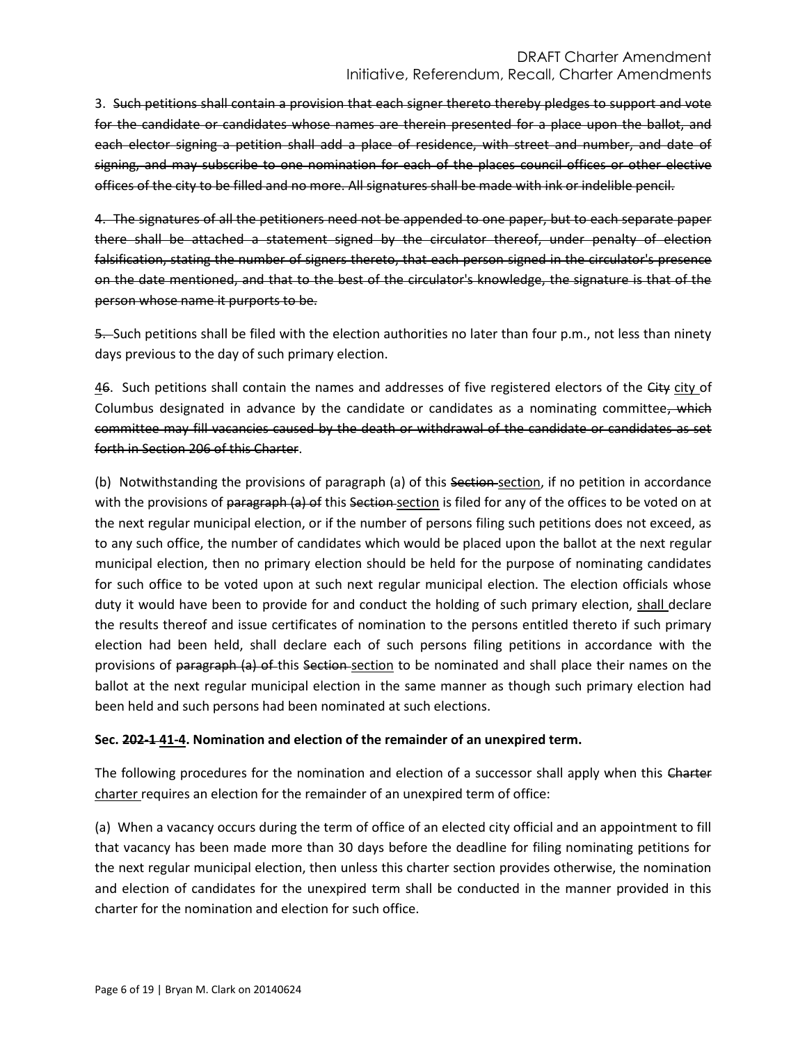3. ~~Such petitions shall contain a provision that each signer thereto thereby pledges to support and vote for the candidate or candidates whose names are therein presented for a place upon the ballot, and each elector signing a petition shall add a place of residence, with street and number, and date of signing, and may subscribe to one nomination for each of the places council offices or other elective offices of the city to be filled and no more. All signatures shall be made with ink or indelible pencil.~~

~~4. The signatures of all the petitioners need not be appended to one paper, but to each separate paper there shall be attached a statement signed by the circulator thereof, under penalty of election falsification, stating the number of signers thereto, that each person signed in the circulator's presence on the date mentioned, and that to the best of the circulator's knowledge, the signature is that of the person whose name it purports to be.~~

~~5.~~ Such petitions shall be filed with the election authorities no later than four p.m., not less than ninety days previous to the day of such primary election.

<u>4</u>~~6~~. Such petitions shall contain the names and addresses of five registered electors of the ~~City~~ <u>city</u> of Columbus designated in advance by the candidate or candidates as a nominating committee~~, which committee may fill vacancies caused by the death or withdrawal of the candidate or candidates as set forth in Section 206 of this Charter~~.

(b) Notwithstanding the provisions of paragraph (a) of this ~~Section~~ <u>section</u>, if no petition in accordance with the provisions of ~~paragraph (a) of~~ this ~~Section~~ <u>section</u> is filed for any of the offices to be voted on at the next regular municipal election, or if the number of persons filing such petitions does not exceed, as to any such office, the number of candidates which would be placed upon the ballot at the next regular municipal election, then no primary election should be held for the purpose of nominating candidates for such office to be voted upon at such next regular municipal election. The election officials whose duty it would have been to provide for and conduct the holding of such primary election, <u>shall</u> declare the results thereof and issue certificates of nomination to the persons entitled thereto if such primary election had been held, shall declare each of such persons filing petitions in accordance with the provisions of ~~paragraph (a) of~~ this ~~Section~~ <u>section</u> to be nominated and shall place their names on the ballot at the next regular municipal election in the same manner as though such primary election had been held and such persons had been nominated at such elections.

**Sec. ~~202-1~~ <u>41-4</u>. Nomination and election of the remainder of an unexpired term.**

The following procedures for the nomination and election of a successor shall apply when this ~~Charter~~ <u>charter</u> requires an election for the remainder of an unexpired term of office:

(a) When a vacancy occurs during the term of office of an elected city official and an appointment to fill that vacancy has been made more than 30 days before the deadline for filing nominating petitions for the next regular municipal election, then unless this charter section provides otherwise, the nomination and election of candidates for the unexpired term shall be conducted in the manner provided in this charter for the nomination and election for such office.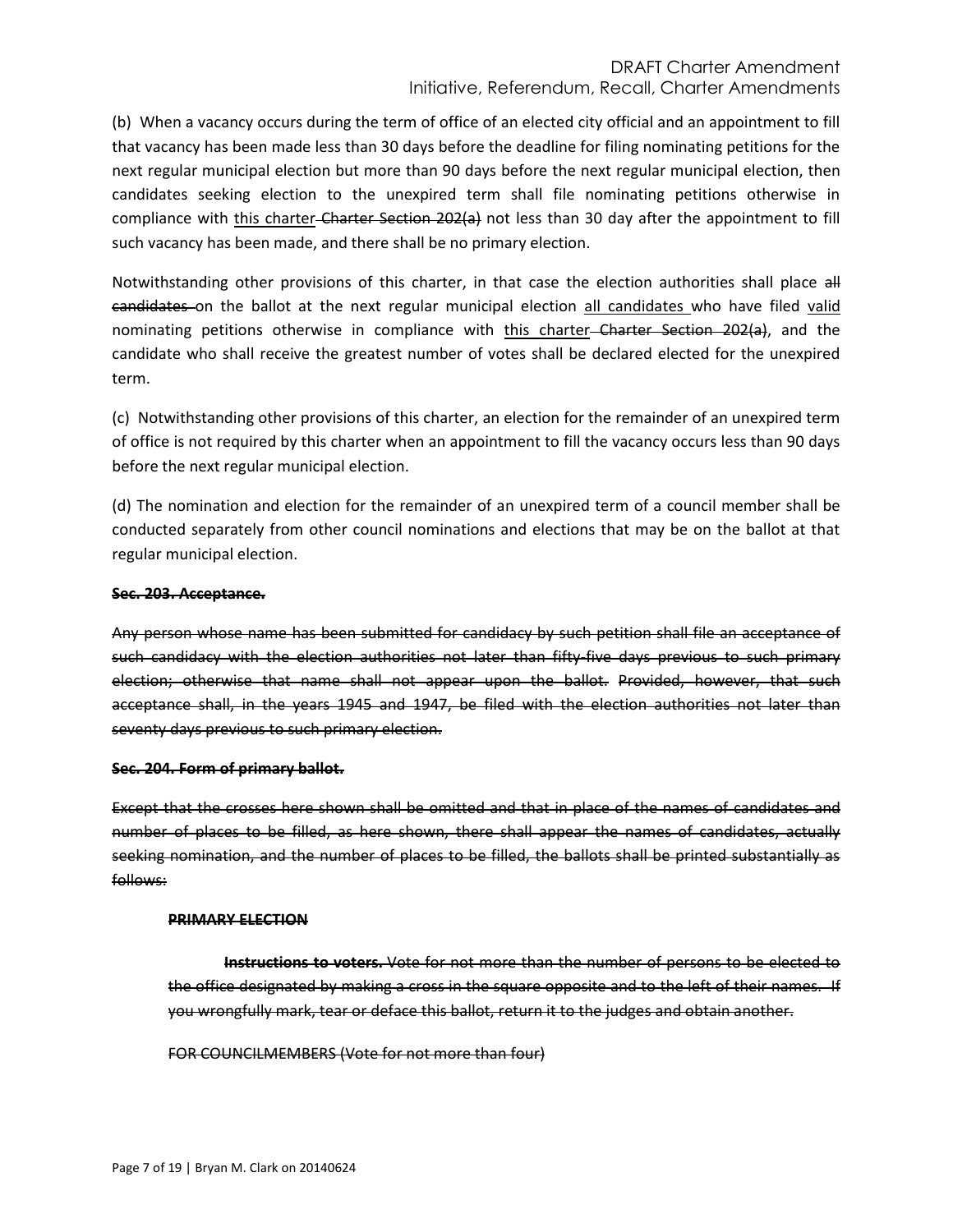(b) When a vacancy occurs during the term of office of an elected city official and an appointment to fill that vacancy has been made less than 30 days before the deadline for filing nominating petitions for the next regular municipal election but more than 90 days before the next regular municipal election, then candidates seeking election to the unexpired term shall file nominating petitions otherwise in compliance with <u>this charter</u> ~~Charter Section 202(a)~~ not less than 30 day after the appointment to fill such vacancy has been made, and there shall be no primary election.

Notwithstanding other provisions of this charter, in that case the election authorities shall place ~~all candidates~~ on the ballot at the next regular municipal election <u>all candidates</u> who have filed <u>valid</u> nominating petitions otherwise in compliance with <u>this charter</u> ~~Charter Section 202(a)~~, and the candidate who shall receive the greatest number of votes shall be declared elected for the unexpired term.

(c) Notwithstanding other provisions of this charter, an election for the remainder of an unexpired term of office is not required by this charter when an appointment to fill the vacancy occurs less than 90 days before the next regular municipal election.

(d) The nomination and election for the remainder of an unexpired term of a council member shall be conducted separately from other council nominations and elections that may be on the ballot at that regular municipal election.

~~**Sec. 203. Acceptance.**~~

~~Any person whose name has been submitted for candidacy by such petition shall file an acceptance of such candidacy with the election authorities not later than fifty-five days previous to such primary election; otherwise that name shall not appear upon the ballot. Provided, however, that such acceptance shall, in the years 1945 and 1947, be filed with the election authorities not later than seventy days previous to such primary election.~~

~~**Sec. 204. Form of primary ballot.**~~

~~Except that the crosses here shown shall be omitted and that in place of the names of candidates and number of places to be filled, as here shown, there shall appear the names of candidates, actually seeking nomination, and the number of places to be filled, the ballots shall be printed substantially as follows:~~

~~**PRIMARY ELECTION**~~

~~**Instructions to voters.** Vote for not more than the number of persons to be elected to the office designated by making a cross in the square opposite and to the left of their names. If you wrongfully mark, tear or deface this ballot, return it to the judges and obtain another.~~

~~FOR COUNCILMEMBERS (Vote for not more than four)~~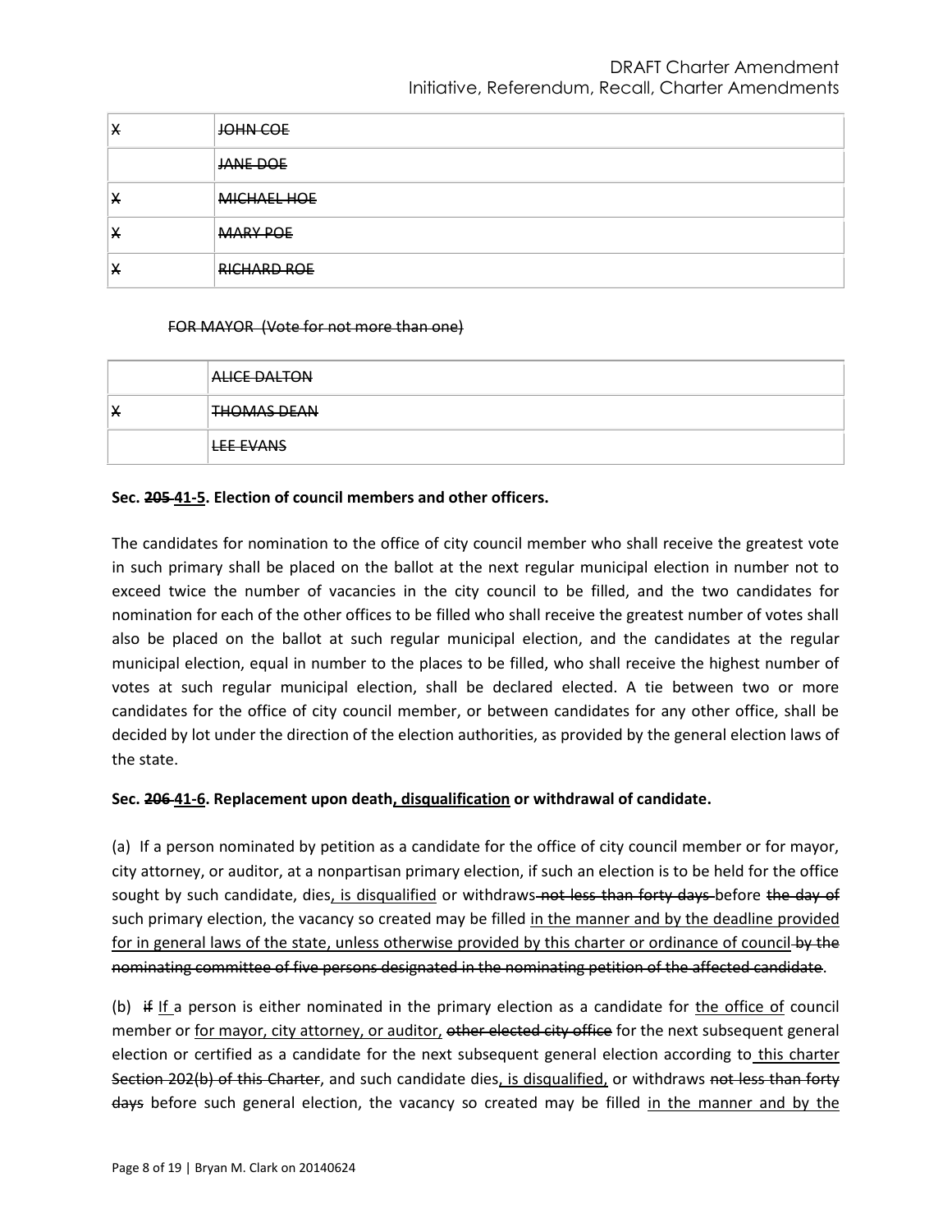| | |
|---|---|
| ~~X~~ | ~~JOHN COE~~ |
| | ~~JANE DOE~~ |
| ~~X~~ | ~~MICHAEL HOE~~ |
| ~~X~~ | ~~MARY POE~~ |
| ~~X~~ | ~~RICHARD ROE~~ |

~~FOR MAYOR (Vote for not more than one)~~

| | |
|---|---|
| | ~~ALICE DALTON~~ |
| ~~X~~ | ~~THOMAS DEAN~~ |
| | ~~LEE EVANS~~ |

**Sec. ~~205~~ <u>41-5</u>. Election of council members and other officers.**

The candidates for nomination to the office of city council member who shall receive the greatest vote in such primary shall be placed on the ballot at the next regular municipal election in number not to exceed twice the number of vacancies in the city council to be filled, and the two candidates for nomination for each of the other offices to be filled who shall receive the greatest number of votes shall also be placed on the ballot at such regular municipal election, and the candidates at the regular municipal election, equal in number to the places to be filled, who shall receive the highest number of votes at such regular municipal election, shall be declared elected. A tie between two or more candidates for the office of city council member, or between candidates for any other office, shall be decided by lot under the direction of the election authorities, as provided by the general election laws of the state.

**Sec. ~~206~~ <u>41-6</u>. Replacement upon death<u>, disqualification</u> or withdrawal of candidate.**

(a) If a person nominated by petition as a candidate for the office of city council member or for mayor, city attorney, or auditor, at a nonpartisan primary election, if such an election is to be held for the office sought by such candidate, dies<u>, is disqualified</u> or withdraws ~~not less than forty days~~ before ~~the day of~~ such primary election, the vacancy so created may be filled <u>in the manner and by the deadline provided for in general laws of the state, unless otherwise provided by this charter or ordinance of council</u> ~~by the nominating committee of five persons designated in the nominating petition of the affected candidate~~.

(b) ~~if~~ <u>If</u> a person is either nominated in the primary election as a candidate for <u>the office of</u> council member or <u>for mayor, city attorney, or auditor,</u> ~~other elected city office~~ for the next subsequent general election or certified as a candidate for the next subsequent general election according to <u>this charter</u> ~~Section 202(b) of this Charter~~, and such candidate dies<u>, is disqualified,</u> or withdraws ~~not less than forty days~~ before such general election, the vacancy so created may be filled <u>in the manner and by the</u>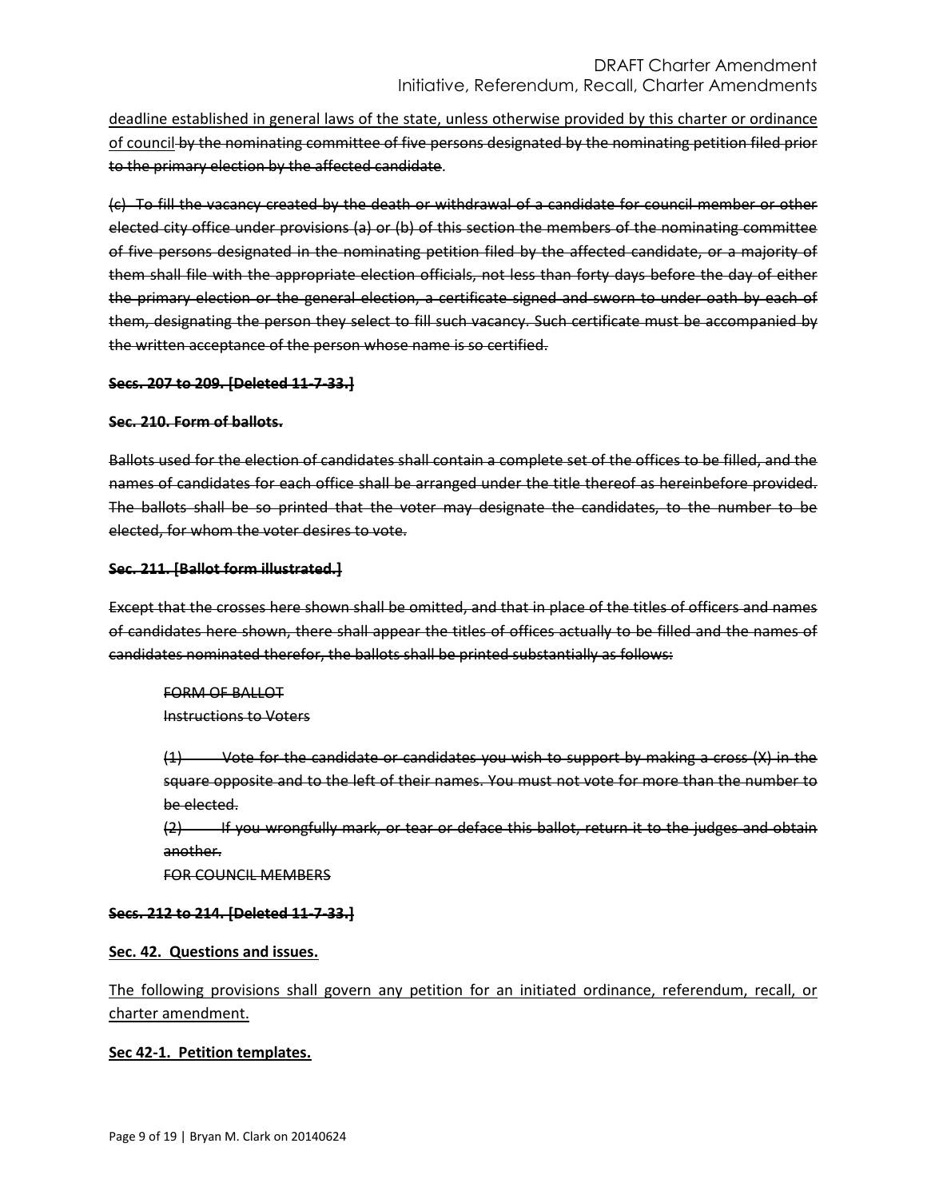<u>deadline established in general laws of the state, unless otherwise provided by this charter or ordinance of council</u> ~~by the nominating committee of five persons designated by the nominating petition filed prior to the primary election by the affected candidate~~.

~~(c) To fill the vacancy created by the death or withdrawal of a candidate for council member or other elected city office under provisions (a) or (b) of this section the members of the nominating committee of five persons designated in the nominating petition filed by the affected candidate, or a majority of them shall file with the appropriate election officials, not less than forty days before the day of either the primary election or the general election, a certificate signed and sworn to under oath by each of them, designating the person they select to fill such vacancy. Such certificate must be accompanied by the written acceptance of the person whose name is so certified.~~

**~~Secs. 207 to 209. [Deleted 11-7-33.]~~**

**~~Sec. 210. Form of ballots.~~**

~~Ballots used for the election of candidates shall contain a complete set of the offices to be filled, and the names of candidates for each office shall be arranged under the title thereof as hereinbefore provided. The ballots shall be so printed that the voter may designate the candidates, to the number to be elected, for whom the voter desires to vote.~~

**~~Sec. 211. [Ballot form illustrated.]~~**

~~Except that the crosses here shown shall be omitted, and that in place of the titles of officers and names of candidates here shown, there shall appear the titles of offices actually to be filled and the names of candidates nominated therefor, the ballots shall be printed substantially as follows:~~

> ~~FORM OF BALLOT~~
> ~~Instructions to Voters~~
>
> ~~(1) Vote for the candidate or candidates you wish to support by making a cross (X) in the square opposite and to the left of their names. You must not vote for more than the number to be elected.~~
> ~~(2) If you wrongfully mark, or tear or deface this ballot, return it to the judges and obtain another.~~
> ~~FOR COUNCIL MEMBERS~~

**~~Secs. 212 to 214. [Deleted 11-7-33.]~~**

**<u>Sec. 42. Questions and issues.</u>**

<u>The following provisions shall govern any petition for an initiated ordinance, referendum, recall, or charter amendment.</u>

**<u>Sec 42-1. Petition templates.</u>**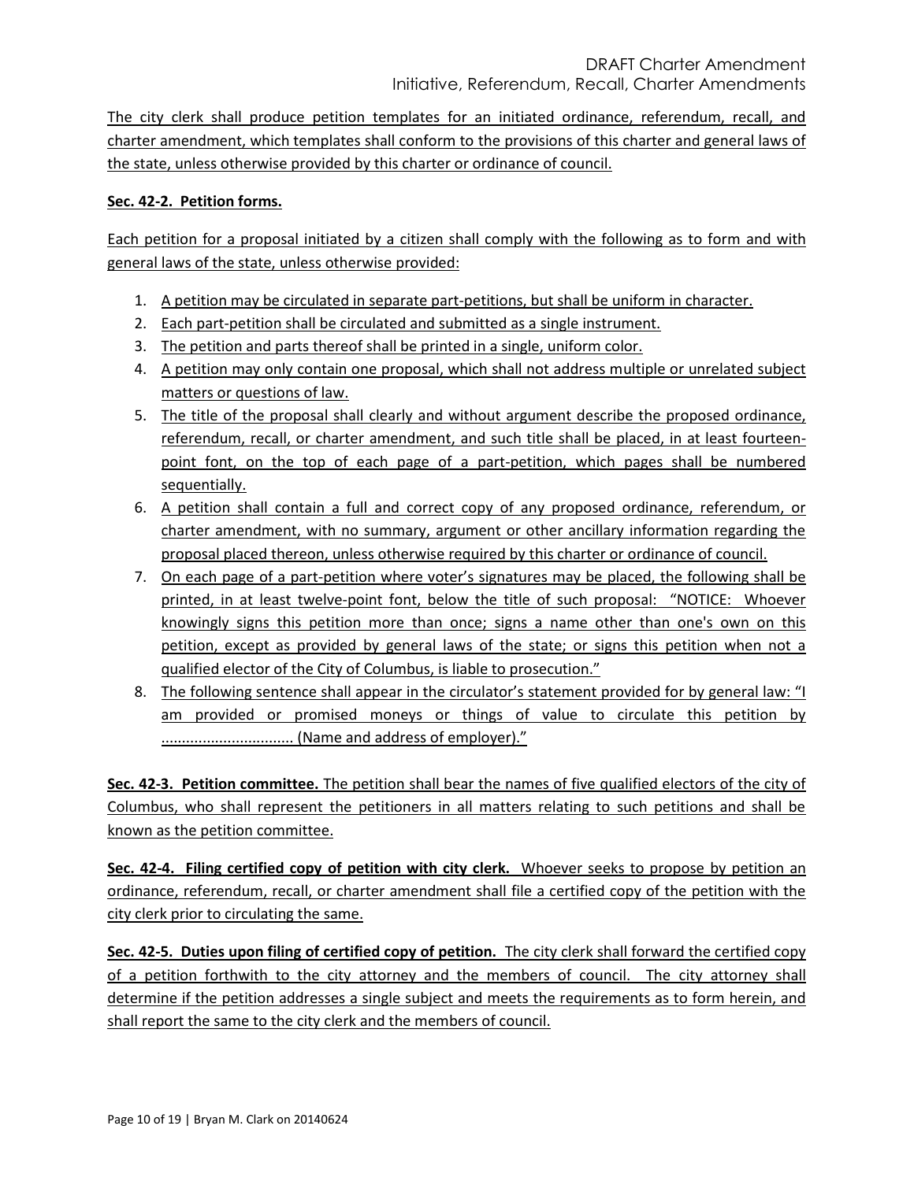The city clerk shall produce petition templates for an initiated ordinance, referendum, recall, and charter amendment, which templates shall conform to the provisions of this charter and general laws of the state, unless otherwise provided by this charter or ordinance of council.

**Sec. 42-2. Petition forms.**

Each petition for a proposal initiated by a citizen shall comply with the following as to form and with general laws of the state, unless otherwise provided:

1. A petition may be circulated in separate part-petitions, but shall be uniform in character.
2. Each part-petition shall be circulated and submitted as a single instrument.
3. The petition and parts thereof shall be printed in a single, uniform color.
4. A petition may only contain one proposal, which shall not address multiple or unrelated subject matters or questions of law.
5. The title of the proposal shall clearly and without argument describe the proposed ordinance, referendum, recall, or charter amendment, and such title shall be placed, in at least fourteen-point font, on the top of each page of a part-petition, which pages shall be numbered sequentially.
6. A petition shall contain a full and correct copy of any proposed ordinance, referendum, or charter amendment, with no summary, argument or other ancillary information regarding the proposal placed thereon, unless otherwise required by this charter or ordinance of council.
7. On each page of a part-petition where voter's signatures may be placed, the following shall be printed, in at least twelve-point font, below the title of such proposal: "NOTICE: Whoever knowingly signs this petition more than once; signs a name other than one's own on this petition, except as provided by general laws of the state; or signs this petition when not a qualified elector of the City of Columbus, is liable to prosecution."
8. The following sentence shall appear in the circulator's statement provided for by general law: "I am provided or promised moneys or things of value to circulate this petition by ................................ (Name and address of employer)."

**Sec. 42-3. Petition committee.** The petition shall bear the names of five qualified electors of the city of Columbus, who shall represent the petitioners in all matters relating to such petitions and shall be known as the petition committee.

**Sec. 42-4. Filing certified copy of petition with city clerk.** Whoever seeks to propose by petition an ordinance, referendum, recall, or charter amendment shall file a certified copy of the petition with the city clerk prior to circulating the same.

**Sec. 42-5. Duties upon filing of certified copy of petition.** The city clerk shall forward the certified copy of a petition forthwith to the city attorney and the members of council. The city attorney shall determine if the petition addresses a single subject and meets the requirements as to form herein, and shall report the same to the city clerk and the members of council.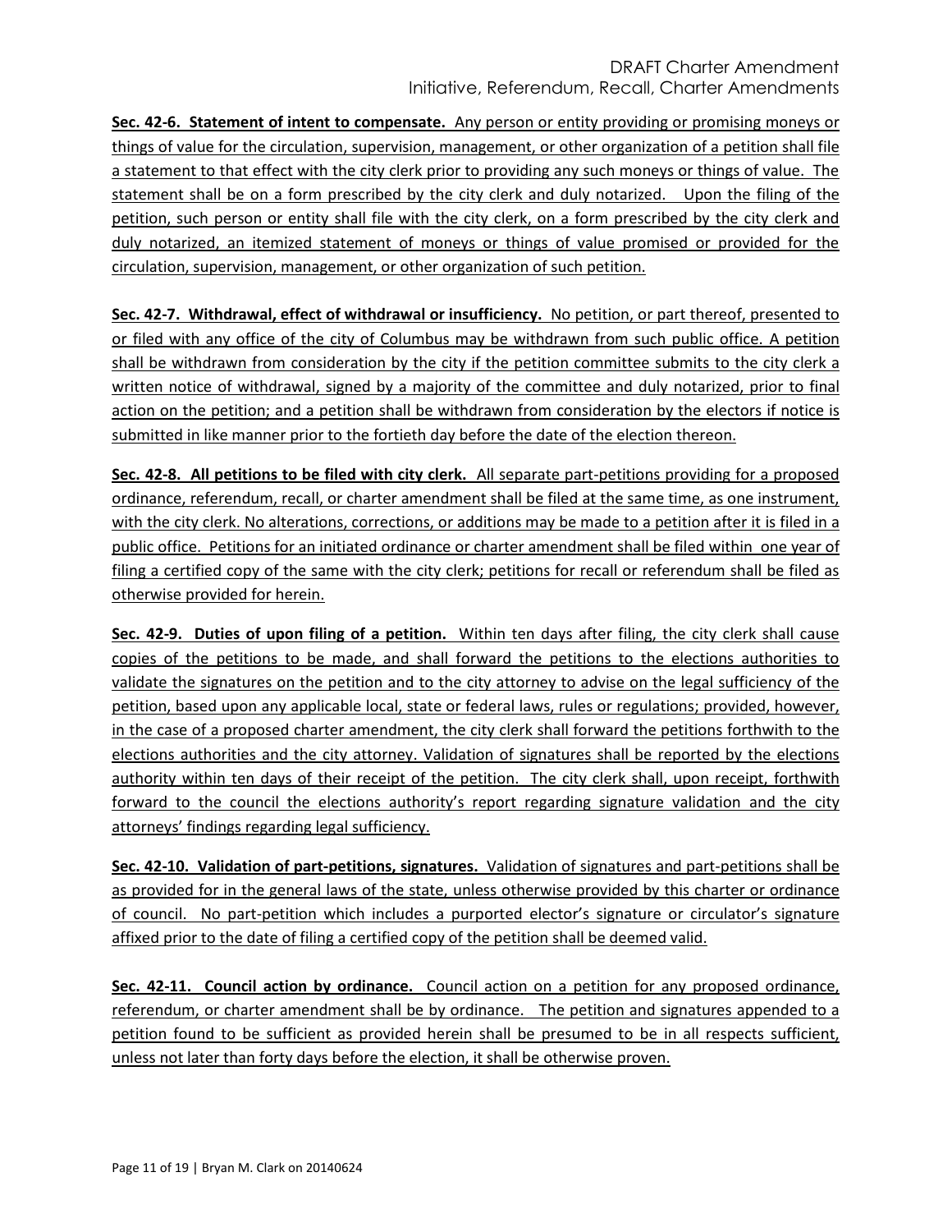**Sec. 42-6. Statement of intent to compensate.** Any person or entity providing or promising moneys or things of value for the circulation, supervision, management, or other organization of a petition shall file a statement to that effect with the city clerk prior to providing any such moneys or things of value. The statement shall be on a form prescribed by the city clerk and duly notarized. Upon the filing of the petition, such person or entity shall file with the city clerk, on a form prescribed by the city clerk and duly notarized, an itemized statement of moneys or things of value promised or provided for the circulation, supervision, management, or other organization of such petition.

**Sec. 42-7. Withdrawal, effect of withdrawal or insufficiency.** No petition, or part thereof, presented to or filed with any office of the city of Columbus may be withdrawn from such public office. A petition shall be withdrawn from consideration by the city if the petition committee submits to the city clerk a written notice of withdrawal, signed by a majority of the committee and duly notarized, prior to final action on the petition; and a petition shall be withdrawn from consideration by the electors if notice is submitted in like manner prior to the fortieth day before the date of the election thereon.

**Sec. 42-8. All petitions to be filed with city clerk.** All separate part-petitions providing for a proposed ordinance, referendum, recall, or charter amendment shall be filed at the same time, as one instrument, with the city clerk. No alterations, corrections, or additions may be made to a petition after it is filed in a public office. Petitions for an initiated ordinance or charter amendment shall be filed within one year of filing a certified copy of the same with the city clerk; petitions for recall or referendum shall be filed as otherwise provided for herein.

**Sec. 42-9. Duties of upon filing of a petition.** Within ten days after filing, the city clerk shall cause copies of the petitions to be made, and shall forward the petitions to the elections authorities to validate the signatures on the petition and to the city attorney to advise on the legal sufficiency of the petition, based upon any applicable local, state or federal laws, rules or regulations; provided, however, in the case of a proposed charter amendment, the city clerk shall forward the petitions forthwith to the elections authorities and the city attorney. Validation of signatures shall be reported by the elections authority within ten days of their receipt of the petition. The city clerk shall, upon receipt, forthwith forward to the council the elections authority's report regarding signature validation and the city attorneys' findings regarding legal sufficiency.

**Sec. 42-10. Validation of part-petitions, signatures.** Validation of signatures and part-petitions shall be as provided for in the general laws of the state, unless otherwise provided by this charter or ordinance of council. No part-petition which includes a purported elector's signature or circulator's signature affixed prior to the date of filing a certified copy of the petition shall be deemed valid.

**Sec. 42-11. Council action by ordinance.** Council action on a petition for any proposed ordinance, referendum, or charter amendment shall be by ordinance. The petition and signatures appended to a petition found to be sufficient as provided herein shall be presumed to be in all respects sufficient, unless not later than forty days before the election, it shall be otherwise proven.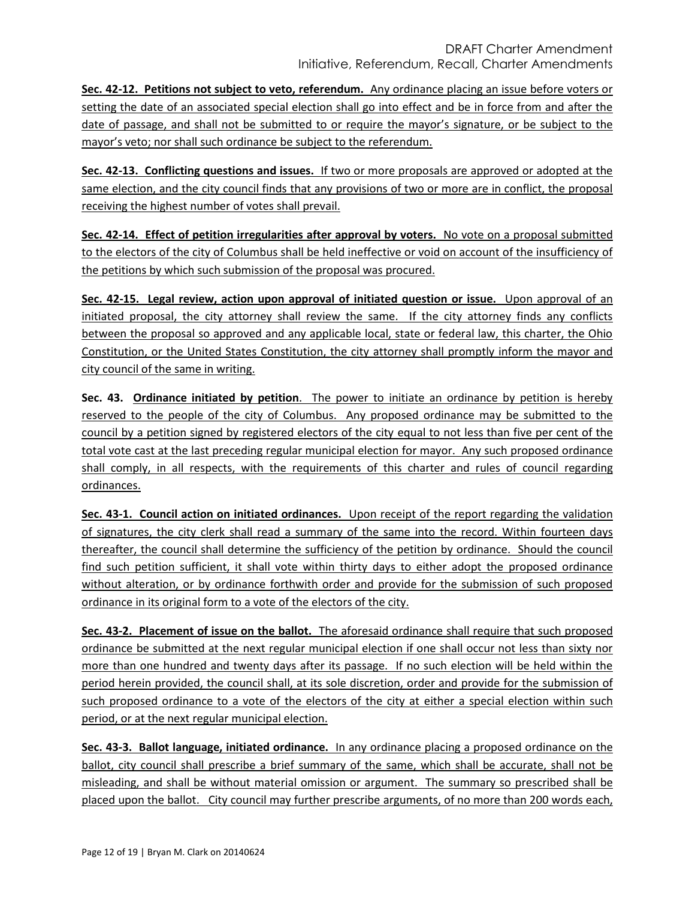**Sec. 42-12. Petitions not subject to veto, referendum.** Any ordinance placing an issue before voters or setting the date of an associated special election shall go into effect and be in force from and after the date of passage, and shall not be submitted to or require the mayor's signature, or be subject to the mayor's veto; nor shall such ordinance be subject to the referendum.

**Sec. 42-13. Conflicting questions and issues.** If two or more proposals are approved or adopted at the same election, and the city council finds that any provisions of two or more are in conflict, the proposal receiving the highest number of votes shall prevail.

**Sec. 42-14. Effect of petition irregularities after approval by voters.** No vote on a proposal submitted to the electors of the city of Columbus shall be held ineffective or void on account of the insufficiency of the petitions by which such submission of the proposal was procured.

**Sec. 42-15. Legal review, action upon approval of initiated question or issue.** Upon approval of an initiated proposal, the city attorney shall review the same. If the city attorney finds any conflicts between the proposal so approved and any applicable local, state or federal law, this charter, the Ohio Constitution, or the United States Constitution, the city attorney shall promptly inform the mayor and city council of the same in writing.

**Sec. 43. Ordinance initiated by petition**. The power to initiate an ordinance by petition is hereby reserved to the people of the city of Columbus. Any proposed ordinance may be submitted to the council by a petition signed by registered electors of the city equal to not less than five per cent of the total vote cast at the last preceding regular municipal election for mayor. Any such proposed ordinance shall comply, in all respects, with the requirements of this charter and rules of council regarding ordinances.

**Sec. 43-1. Council action on initiated ordinances.** Upon receipt of the report regarding the validation of signatures, the city clerk shall read a summary of the same into the record. Within fourteen days thereafter, the council shall determine the sufficiency of the petition by ordinance. Should the council find such petition sufficient, it shall vote within thirty days to either adopt the proposed ordinance without alteration, or by ordinance forthwith order and provide for the submission of such proposed ordinance in its original form to a vote of the electors of the city.

**Sec. 43-2. Placement of issue on the ballot.** The aforesaid ordinance shall require that such proposed ordinance be submitted at the next regular municipal election if one shall occur not less than sixty nor more than one hundred and twenty days after its passage. If no such election will be held within the period herein provided, the council shall, at its sole discretion, order and provide for the submission of such proposed ordinance to a vote of the electors of the city at either a special election within such period, or at the next regular municipal election.

**Sec. 43-3. Ballot language, initiated ordinance.** In any ordinance placing a proposed ordinance on the ballot, city council shall prescribe a brief summary of the same, which shall be accurate, shall not be misleading, and shall be without material omission or argument. The summary so prescribed shall be placed upon the ballot. City council may further prescribe arguments, of no more than 200 words each,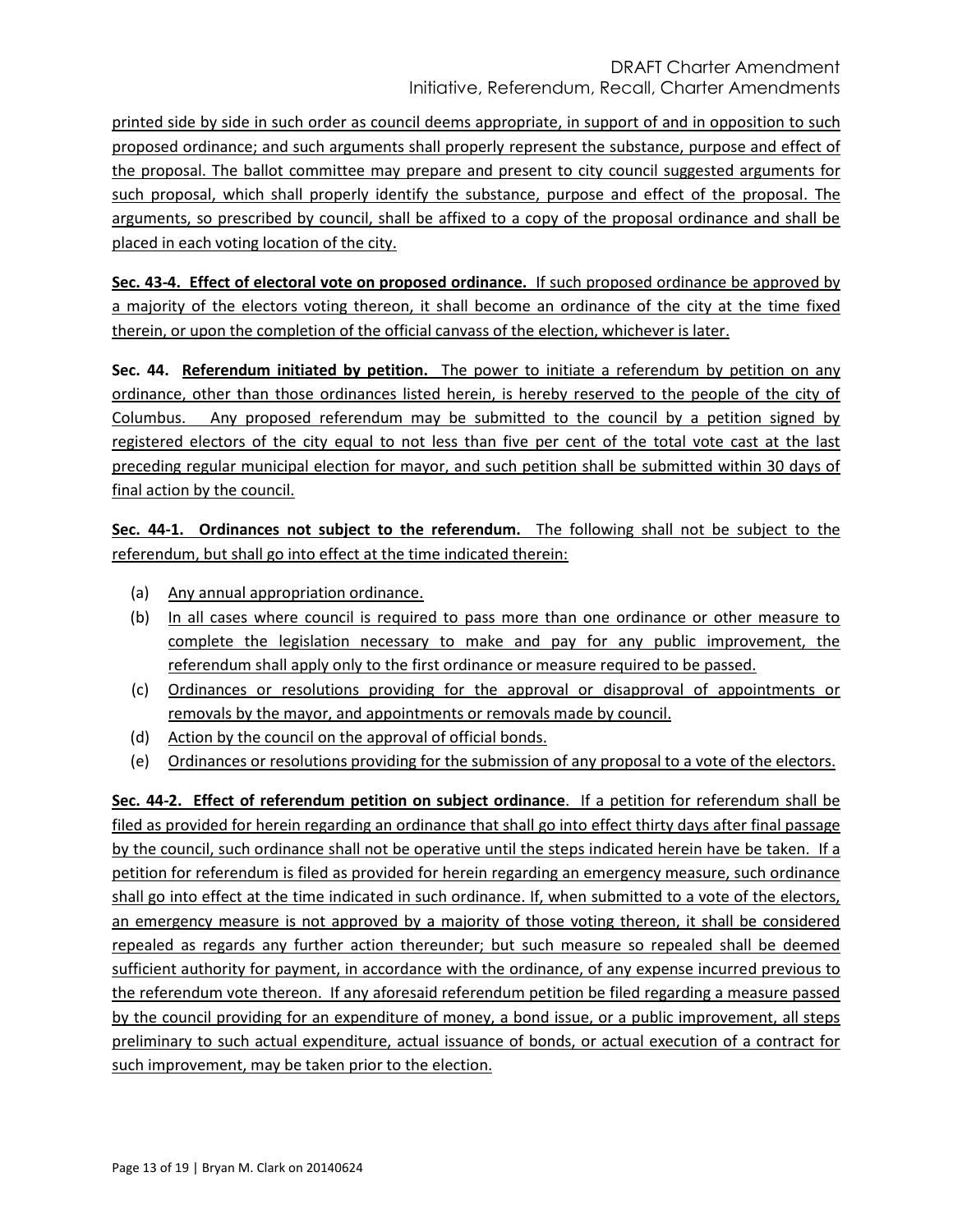printed side by side in such order as council deems appropriate, in support of and in opposition to such proposed ordinance; and such arguments shall properly represent the substance, purpose and effect of the proposal. The ballot committee may prepare and present to city council suggested arguments for such proposal, which shall properly identify the substance, purpose and effect of the proposal. The arguments, so prescribed by council, shall be affixed to a copy of the proposal ordinance and shall be placed in each voting location of the city.

**Sec. 43-4. Effect of electoral vote on proposed ordinance.** If such proposed ordinance be approved by a majority of the electors voting thereon, it shall become an ordinance of the city at the time fixed therein, or upon the completion of the official canvass of the election, whichever is later.

**Sec. 44. Referendum initiated by petition.** The power to initiate a referendum by petition on any ordinance, other than those ordinances listed herein, is hereby reserved to the people of the city of Columbus. Any proposed referendum may be submitted to the council by a petition signed by registered electors of the city equal to not less than five per cent of the total vote cast at the last preceding regular municipal election for mayor, and such petition shall be submitted within 30 days of final action by the council.

**Sec. 44-1. Ordinances not subject to the referendum.** The following shall not be subject to the referendum, but shall go into effect at the time indicated therein:

(a) Any annual appropriation ordinance.
(b) In all cases where council is required to pass more than one ordinance or other measure to complete the legislation necessary to make and pay for any public improvement, the referendum shall apply only to the first ordinance or measure required to be passed.
(c) Ordinances or resolutions providing for the approval or disapproval of appointments or removals by the mayor, and appointments or removals made by council.
(d) Action by the council on the approval of official bonds.
(e) Ordinances or resolutions providing for the submission of any proposal to a vote of the electors.

**Sec. 44-2. Effect of referendum petition on subject ordinance**. If a petition for referendum shall be filed as provided for herein regarding an ordinance that shall go into effect thirty days after final passage by the council, such ordinance shall not be operative until the steps indicated herein have be taken. If a petition for referendum is filed as provided for herein regarding an emergency measure, such ordinance shall go into effect at the time indicated in such ordinance. If, when submitted to a vote of the electors, an emergency measure is not approved by a majority of those voting thereon, it shall be considered repealed as regards any further action thereunder; but such measure so repealed shall be deemed sufficient authority for payment, in accordance with the ordinance, of any expense incurred previous to the referendum vote thereon. If any aforesaid referendum petition be filed regarding a measure passed by the council providing for an expenditure of money, a bond issue, or a public improvement, all steps preliminary to such actual expenditure, actual issuance of bonds, or actual execution of a contract for such improvement, may be taken prior to the election.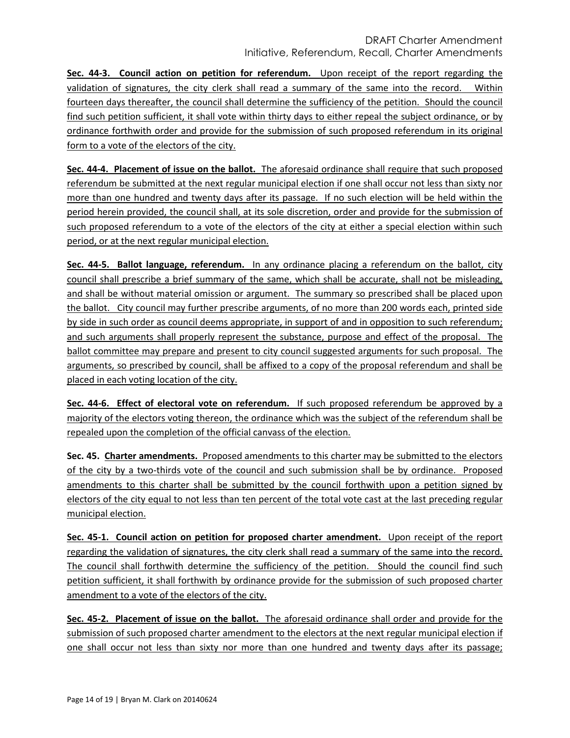**Sec. 44-3. Council action on petition for referendum.** Upon receipt of the report regarding the validation of signatures, the city clerk shall read a summary of the same into the record. Within fourteen days thereafter, the council shall determine the sufficiency of the petition. Should the council find such petition sufficient, it shall vote within thirty days to either repeal the subject ordinance, or by ordinance forthwith order and provide for the submission of such proposed referendum in its original form to a vote of the electors of the city.

**Sec. 44-4. Placement of issue on the ballot.** The aforesaid ordinance shall require that such proposed referendum be submitted at the next regular municipal election if one shall occur not less than sixty nor more than one hundred and twenty days after its passage. If no such election will be held within the period herein provided, the council shall, at its sole discretion, order and provide for the submission of such proposed referendum to a vote of the electors of the city at either a special election within such period, or at the next regular municipal election.

**Sec. 44-5. Ballot language, referendum.** In any ordinance placing a referendum on the ballot, city council shall prescribe a brief summary of the same, which shall be accurate, shall not be misleading, and shall be without material omission or argument. The summary so prescribed shall be placed upon the ballot. City council may further prescribe arguments, of no more than 200 words each, printed side by side in such order as council deems appropriate, in support of and in opposition to such referendum; and such arguments shall properly represent the substance, purpose and effect of the proposal. The ballot committee may prepare and present to city council suggested arguments for such proposal. The arguments, so prescribed by council, shall be affixed to a copy of the proposal referendum and shall be placed in each voting location of the city.

**Sec. 44-6. Effect of electoral vote on referendum.** If such proposed referendum be approved by a majority of the electors voting thereon, the ordinance which was the subject of the referendum shall be repealed upon the completion of the official canvass of the election.

**Sec. 45. Charter amendments.** Proposed amendments to this charter may be submitted to the electors of the city by a two-thirds vote of the council and such submission shall be by ordinance. Proposed amendments to this charter shall be submitted by the council forthwith upon a petition signed by electors of the city equal to not less than ten percent of the total vote cast at the last preceding regular municipal election.

**Sec. 45-1. Council action on petition for proposed charter amendment.** Upon receipt of the report regarding the validation of signatures, the city clerk shall read a summary of the same into the record. The council shall forthwith determine the sufficiency of the petition. Should the council find such petition sufficient, it shall forthwith by ordinance provide for the submission of such proposed charter amendment to a vote of the electors of the city.

**Sec. 45-2. Placement of issue on the ballot.** The aforesaid ordinance shall order and provide for the submission of such proposed charter amendment to the electors at the next regular municipal election if one shall occur not less than sixty nor more than one hundred and twenty days after its passage;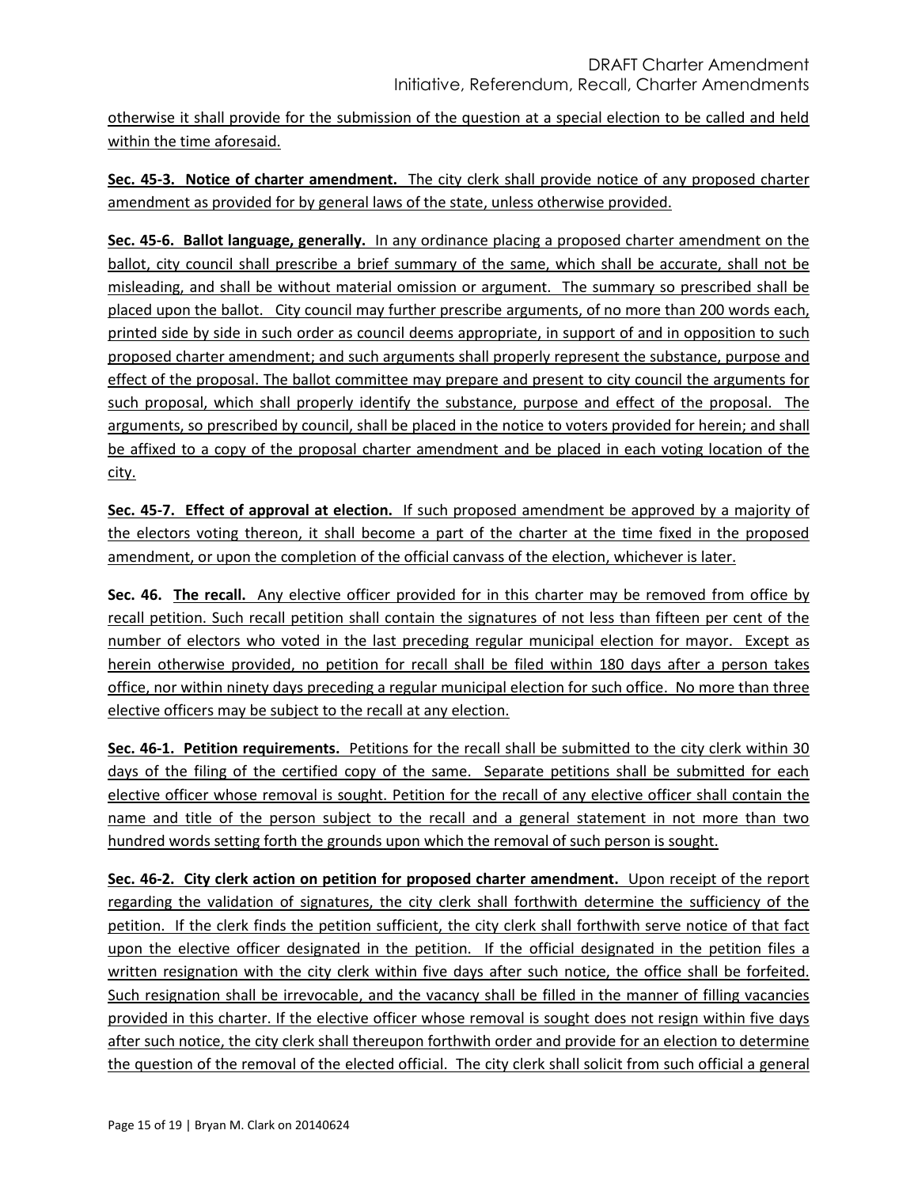otherwise it shall provide for the submission of the question at a special election to be called and held within the time aforesaid.

**Sec. 45-3. Notice of charter amendment.** The city clerk shall provide notice of any proposed charter amendment as provided for by general laws of the state, unless otherwise provided.

**Sec. 45-6. Ballot language, generally.** In any ordinance placing a proposed charter amendment on the ballot, city council shall prescribe a brief summary of the same, which shall be accurate, shall not be misleading, and shall be without material omission or argument. The summary so prescribed shall be placed upon the ballot. City council may further prescribe arguments, of no more than 200 words each, printed side by side in such order as council deems appropriate, in support of and in opposition to such proposed charter amendment; and such arguments shall properly represent the substance, purpose and effect of the proposal. The ballot committee may prepare and present to city council the arguments for such proposal, which shall properly identify the substance, purpose and effect of the proposal. The arguments, so prescribed by council, shall be placed in the notice to voters provided for herein; and shall be affixed to a copy of the proposal charter amendment and be placed in each voting location of the city.

**Sec. 45-7. Effect of approval at election.** If such proposed amendment be approved by a majority of the electors voting thereon, it shall become a part of the charter at the time fixed in the proposed amendment, or upon the completion of the official canvass of the election, whichever is later.

**Sec. 46. The recall.** Any elective officer provided for in this charter may be removed from office by recall petition. Such recall petition shall contain the signatures of not less than fifteen per cent of the number of electors who voted in the last preceding regular municipal election for mayor. Except as herein otherwise provided, no petition for recall shall be filed within 180 days after a person takes office, nor within ninety days preceding a regular municipal election for such office. No more than three elective officers may be subject to the recall at any election.

**Sec. 46-1. Petition requirements.** Petitions for the recall shall be submitted to the city clerk within 30 days of the filing of the certified copy of the same. Separate petitions shall be submitted for each elective officer whose removal is sought. Petition for the recall of any elective officer shall contain the name and title of the person subject to the recall and a general statement in not more than two hundred words setting forth the grounds upon which the removal of such person is sought.

**Sec. 46-2. City clerk action on petition for proposed charter amendment.** Upon receipt of the report regarding the validation of signatures, the city clerk shall forthwith determine the sufficiency of the petition. If the clerk finds the petition sufficient, the city clerk shall forthwith serve notice of that fact upon the elective officer designated in the petition. If the official designated in the petition files a written resignation with the city clerk within five days after such notice, the office shall be forfeited. Such resignation shall be irrevocable, and the vacancy shall be filled in the manner of filling vacancies provided in this charter. If the elective officer whose removal is sought does not resign within five days after such notice, the city clerk shall thereupon forthwith order and provide for an election to determine the question of the removal of the elected official. The city clerk shall solicit from such official a general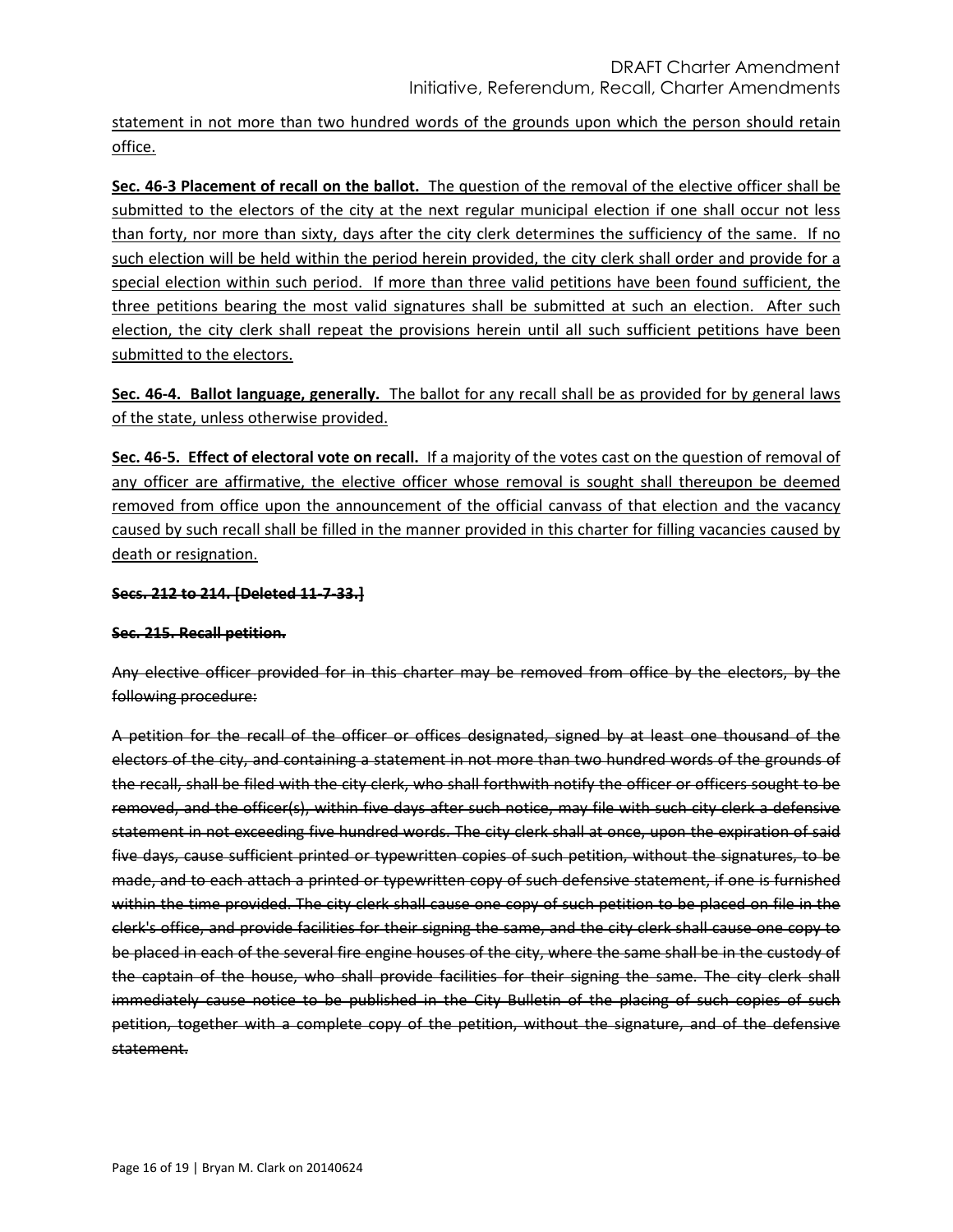<u>statement in not more than two hundred words of the grounds upon which the person should retain office.</u>

<u>**Sec. 46-3 Placement of recall on the ballot.** The question of the removal of the elective officer shall be submitted to the electors of the city at the next regular municipal election if one shall occur not less than forty, nor more than sixty, days after the city clerk determines the sufficiency of the same. If no such election will be held within the period herein provided, the city clerk shall order and provide for a special election within such period. If more than three valid petitions have been found sufficient, the three petitions bearing the most valid signatures shall be submitted at such an election. After such election, the city clerk shall repeat the provisions herein until all such sufficient petitions have been submitted to the electors.</u>

<u>**Sec. 46-4. Ballot language, generally.** The ballot for any recall shall be as provided for by general laws of the state, unless otherwise provided.</u>

<u>**Sec. 46-5. Effect of electoral vote on recall.** If a majority of the votes cast on the question of removal of any officer are affirmative, the elective officer whose removal is sought shall thereupon be deemed removed from office upon the announcement of the official canvass of that election and the vacancy caused by such recall shall be filled in the manner provided in this charter for filling vacancies caused by death or resignation.</u>

~~**Secs. 212 to 214. [Deleted 11-7-33.]**~~

~~**Sec. 215. Recall petition.**~~

~~Any elective officer provided for in this charter may be removed from office by the electors, by the following procedure:~~

~~A petition for the recall of the officer or offices designated, signed by at least one thousand of the electors of the city, and containing a statement in not more than two hundred words of the grounds of the recall, shall be filed with the city clerk, who shall forthwith notify the officer or officers sought to be removed, and the officer(s), within five days after such notice, may file with such city clerk a defensive statement in not exceeding five hundred words. The city clerk shall at once, upon the expiration of said five days, cause sufficient printed or typewritten copies of such petition, without the signatures, to be made, and to each attach a printed or typewritten copy of such defensive statement, if one is furnished within the time provided. The city clerk shall cause one copy of such petition to be placed on file in the clerk's office, and provide facilities for their signing the same, and the city clerk shall cause one copy to be placed in each of the several fire engine houses of the city, where the same shall be in the custody of the captain of the house, who shall provide facilities for their signing the same. The city clerk shall immediately cause notice to be published in the City Bulletin of the placing of such copies of such petition, together with a complete copy of the petition, without the signature, and of the defensive statement.~~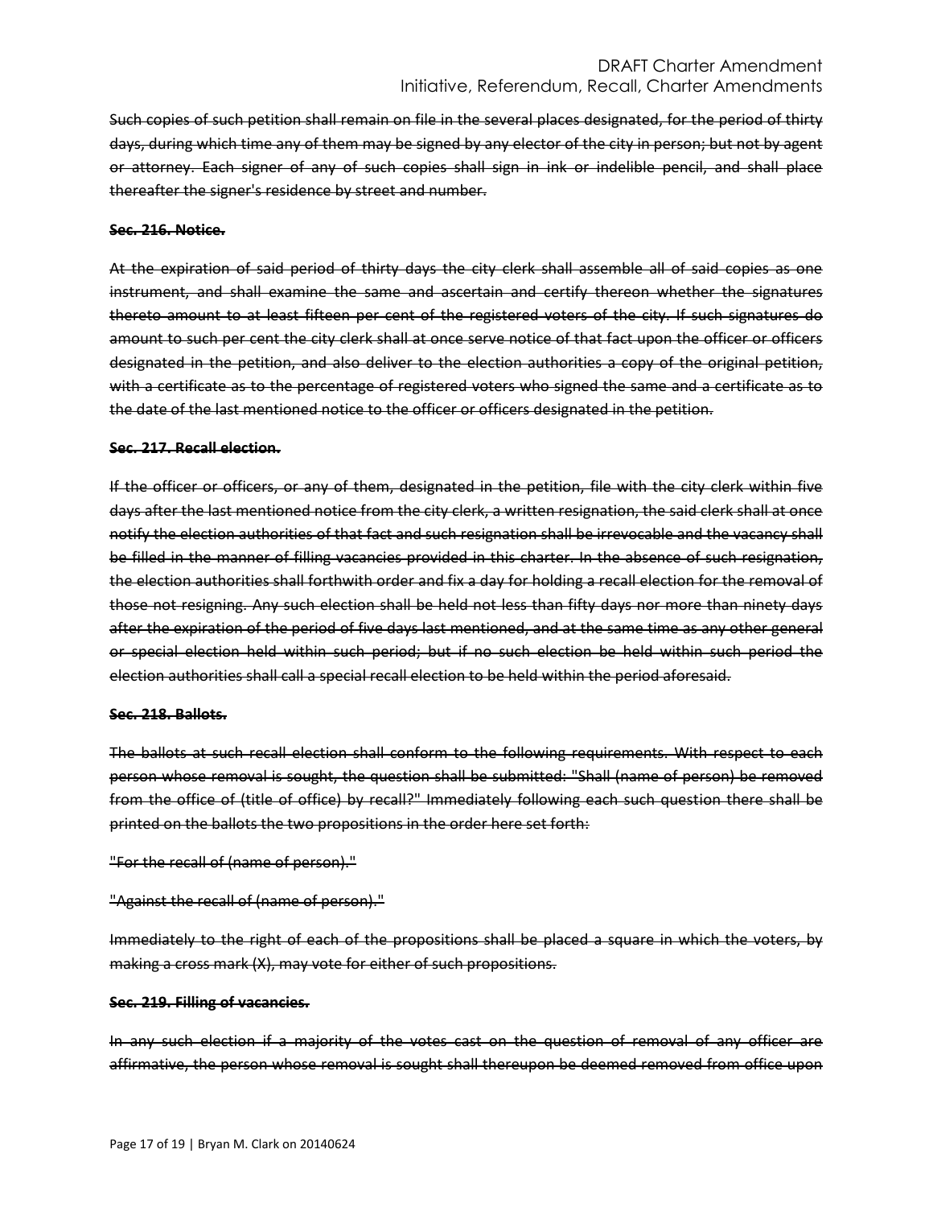~~Such copies of such petition shall remain on file in the several places designated, for the period of thirty days, during which time any of them may be signed by any elector of the city in person; but not by agent or attorney. Each signer of any of such copies shall sign in ink or indelible pencil, and shall place thereafter the signer's residence by street and number.~~

~~**Sec. 216. Notice.**~~

~~At the expiration of said period of thirty days the city clerk shall assemble all of said copies as one instrument, and shall examine the same and ascertain and certify thereon whether the signatures thereto amount to at least fifteen per cent of the registered voters of the city. If such signatures do amount to such per cent the city clerk shall at once serve notice of that fact upon the officer or officers designated in the petition, and also deliver to the election authorities a copy of the original petition, with a certificate as to the percentage of registered voters who signed the same and a certificate as to the date of the last mentioned notice to the officer or officers designated in the petition.~~

~~**Sec. 217. Recall election.**~~

~~If the officer or officers, or any of them, designated in the petition, file with the city clerk within five days after the last mentioned notice from the city clerk, a written resignation, the said clerk shall at once notify the election authorities of that fact and such resignation shall be irrevocable and the vacancy shall be filled in the manner of filling vacancies provided in this charter. In the absence of such resignation, the election authorities shall forthwith order and fix a day for holding a recall election for the removal of those not resigning. Any such election shall be held not less than fifty days nor more than ninety days after the expiration of the period of five days last mentioned, and at the same time as any other general or special election held within such period; but if no such election be held within such period the election authorities shall call a special recall election to be held within the period aforesaid.~~

~~**Sec. 218. Ballots.**~~

~~The ballots at such recall election shall conform to the following requirements. With respect to each person whose removal is sought, the question shall be submitted: "Shall (name of person) be removed from the office of (title of office) by recall?" Immediately following each such question there shall be printed on the ballots the two propositions in the order here set forth:~~

~~"For the recall of (name of person)."~~

~~"Against the recall of (name of person)."~~

~~Immediately to the right of each of the propositions shall be placed a square in which the voters, by making a cross mark (X), may vote for either of such propositions.~~

~~**Sec. 219. Filling of vacancies.**~~

~~In any such election if a majority of the votes cast on the question of removal of any officer are affirmative, the person whose removal is sought shall thereupon be deemed removed from office upon~~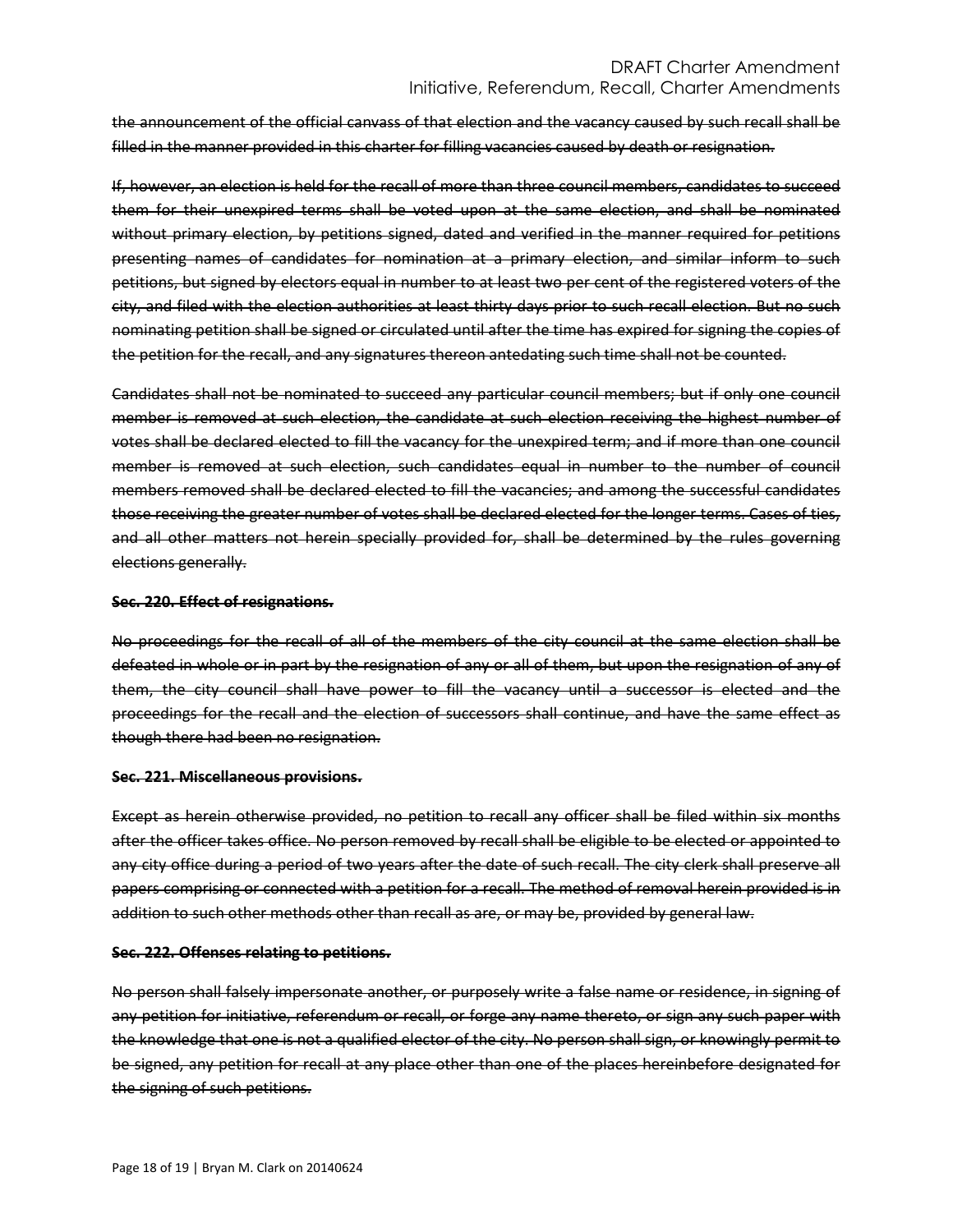~~the announcement of the official canvass of that election and the vacancy caused by such recall shall be filled in the manner provided in this charter for filling vacancies caused by death or resignation.~~

~~If, however, an election is held for the recall of more than three council members, candidates to succeed them for their unexpired terms shall be voted upon at the same election, and shall be nominated without primary election, by petitions signed, dated and verified in the manner required for petitions presenting names of candidates for nomination at a primary election, and similar inform to such petitions, but signed by electors equal in number to at least two per cent of the registered voters of the city, and filed with the election authorities at least thirty days prior to such recall election. But no such nominating petition shall be signed or circulated until after the time has expired for signing the copies of the petition for the recall, and any signatures thereon antedating such time shall not be counted.~~

~~Candidates shall not be nominated to succeed any particular council members; but if only one council member is removed at such election, the candidate at such election receiving the highest number of votes shall be declared elected to fill the vacancy for the unexpired term; and if more than one council member is removed at such election, such candidates equal in number to the number of council members removed shall be declared elected to fill the vacancies; and among the successful candidates those receiving the greater number of votes shall be declared elected for the longer terms. Cases of ties, and all other matters not herein specially provided for, shall be determined by the rules governing elections generally.~~

**~~Sec. 220. Effect of resignations.~~**

~~No proceedings for the recall of all of the members of the city council at the same election shall be defeated in whole or in part by the resignation of any or all of them, but upon the resignation of any of them, the city council shall have power to fill the vacancy until a successor is elected and the proceedings for the recall and the election of successors shall continue, and have the same effect as though there had been no resignation.~~

**~~Sec. 221. Miscellaneous provisions.~~**

~~Except as herein otherwise provided, no petition to recall any officer shall be filed within six months after the officer takes office. No person removed by recall shall be eligible to be elected or appointed to any city office during a period of two years after the date of such recall. The city clerk shall preserve all papers comprising or connected with a petition for a recall. The method of removal herein provided is in addition to such other methods other than recall as are, or may be, provided by general law.~~

**~~Sec. 222. Offenses relating to petitions.~~**

~~No person shall falsely impersonate another, or purposely write a false name or residence, in signing of any petition for initiative, referendum or recall, or forge any name thereto, or sign any such paper with the knowledge that one is not a qualified elector of the city. No person shall sign, or knowingly permit to be signed, any petition for recall at any place other than one of the places hereinbefore designated for the signing of such petitions.~~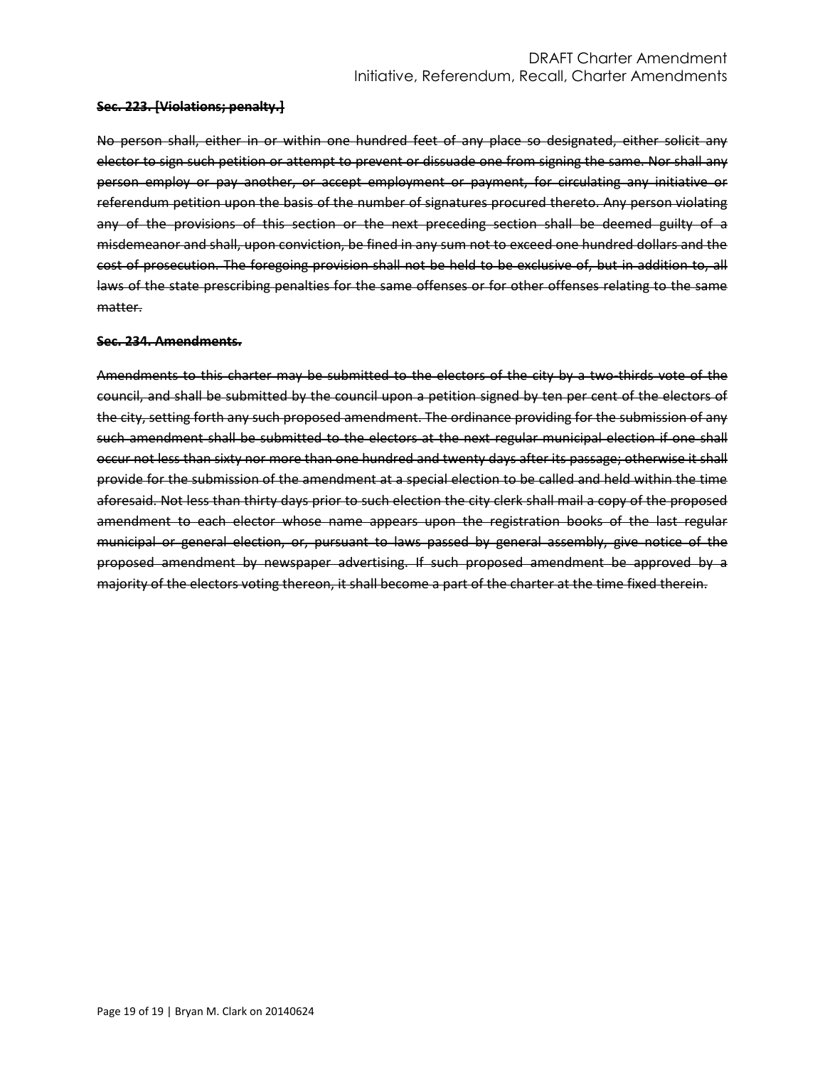~~**Sec. 223. [Violations; penalty.]**~~

~~No person shall, either in or within one hundred feet of any place so designated, either solicit any elector to sign such petition or attempt to prevent or dissuade one from signing the same. Nor shall any person employ or pay another, or accept employment or payment, for circulating any initiative or referendum petition upon the basis of the number of signatures procured thereto. Any person violating any of the provisions of this section or the next preceding section shall be deemed guilty of a misdemeanor and shall, upon conviction, be fined in any sum not to exceed one hundred dollars and the cost of prosecution. The foregoing provision shall not be held to be exclusive of, but in addition to, all laws of the state prescribing penalties for the same offenses or for other offenses relating to the same matter.~~

~~**Sec. 234. Amendments.**~~

~~Amendments to this charter may be submitted to the electors of the city by a two-thirds vote of the council, and shall be submitted by the council upon a petition signed by ten per cent of the electors of the city, setting forth any such proposed amendment. The ordinance providing for the submission of any such amendment shall be submitted to the electors at the next regular municipal election if one shall occur not less than sixty nor more than one hundred and twenty days after its passage; otherwise it shall provide for the submission of the amendment at a special election to be called and held within the time aforesaid. Not less than thirty days prior to such election the city clerk shall mail a copy of the proposed amendment to each elector whose name appears upon the registration books of the last regular municipal or general election, or, pursuant to laws passed by general assembly, give notice of the proposed amendment by newspaper advertising. If such proposed amendment be approved by a majority of the electors voting thereon, it shall become a part of the charter at the time fixed therein.~~